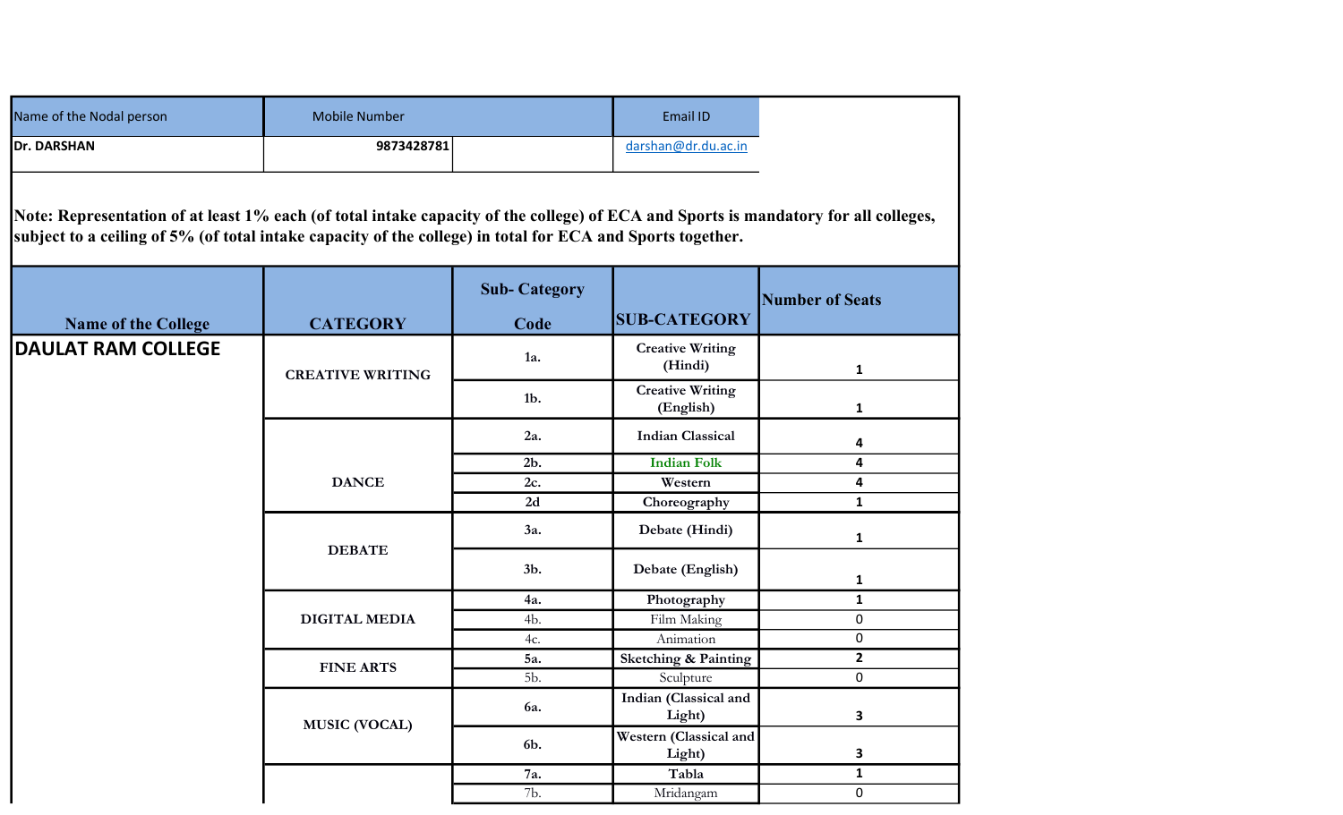| Name of the Nodal person | Mobile Number | | Email ID |
|---|---|---|---|
| Dr. DARSHAN | 9873428781 | | darshan@dr.du.ac.in |

**Note: Representation of at least 1% each (of total intake capacity of the college) of ECA and Sports is mandatory for all colleges, subject to a ceiling of 5% (of total intake capacity of the college) in total for ECA and Sports together.**

| Name of the College | CATEGORY | Sub- Category Code | SUB-CATEGORY | Number of Seats |
|---|---|---|---|---|
| DAULAT RAM COLLEGE | CREATIVE WRITING | 1a. | Creative Writing (Hindi) | 1 |
| | | 1b. | Creative Writing (English) | 1 |
| | DANCE | 2a. | Indian Classical | 4 |
| | | 2b. | Indian Folk | 4 |
| | | 2c. | Western | 4 |
| | | 2d | Choreography | 1 |
| | DEBATE | 3a. | Debate (Hindi) | 1 |
| | | 3b. | Debate (English) | 1 |
| | DIGITAL MEDIA | 4a. | Photography | 1 |
| | | 4b. | Film Making | 0 |
| | | 4c. | Animation | 0 |
| | FINE ARTS | 5a. | Sketching & Painting | 2 |
| | | 5b. | Sculpture | 0 |
| | MUSIC (VOCAL) | 6a. | Indian (Classical and Light) | 3 |
| | | 6b. | Western (Classical and Light) | 3 |
| | | 7a. | Tabla | 1 |
| | | 7b. | Mridangam | 0 |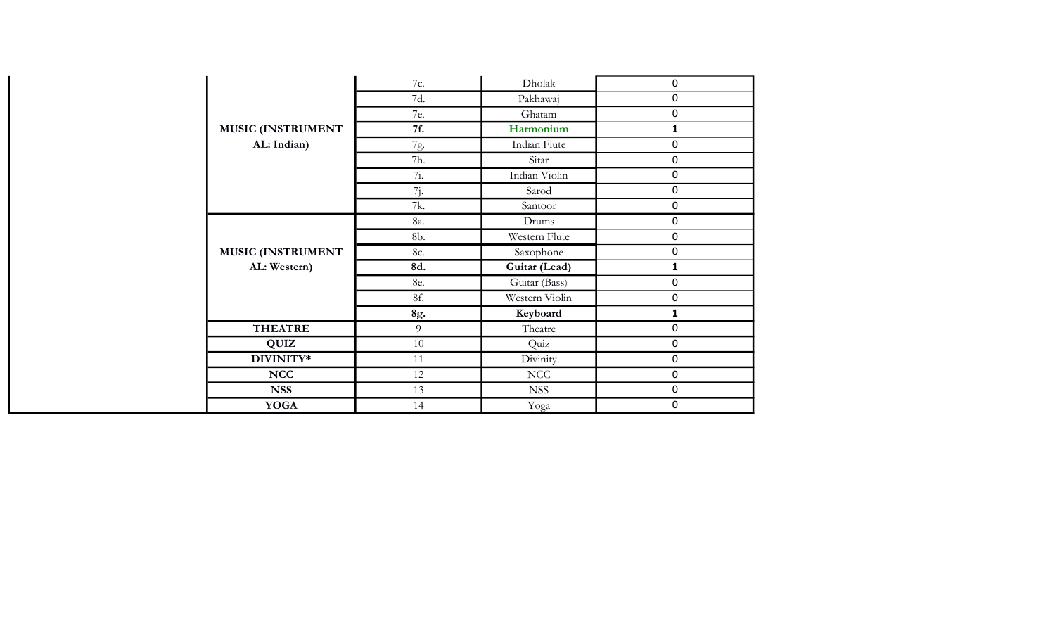| | | | | |
|---|---|---|---|---|
| | MUSIC (INSTRUMENTAL: Indian) | 7c. | Dholak | 0 |
| | | 7d. | Pakhawaj | 0 |
| | | 7e. | Ghatam | 0 |
| | | **7f.** | **Harmonium** | **1** |
| | | 7g. | Indian Flute | 0 |
| | | 7h. | Sitar | 0 |
| | | 7i. | Indian Violin | 0 |
| | | 7j. | Sarod | 0 |
| | | 7k. | Santoor | 0 |
| | MUSIC (INSTRUMENTAL: Western) | 8a. | Drums | 0 |
| | | 8b. | Western Flute | 0 |
| | | 8c. | Saxophone | 0 |
| | | **8d.** | **Guitar (Lead)** | **1** |
| | | 8e. | Guitar (Bass) | 0 |
| | | 8f. | Western Violin | 0 |
| | | **8g.** | **Keyboard** | **1** |
| | **THEATRE** | 9 | Theatre | 0 |
| | **QUIZ** | 10 | Quiz | 0 |
| | **DIVINITY*** | 11 | Divinity | 0 |
| | **NCC** | 12 | NCC | 0 |
| | **NSS** | 13 | NSS | 0 |
| | **YOGA** | 14 | Yoga | 0 |